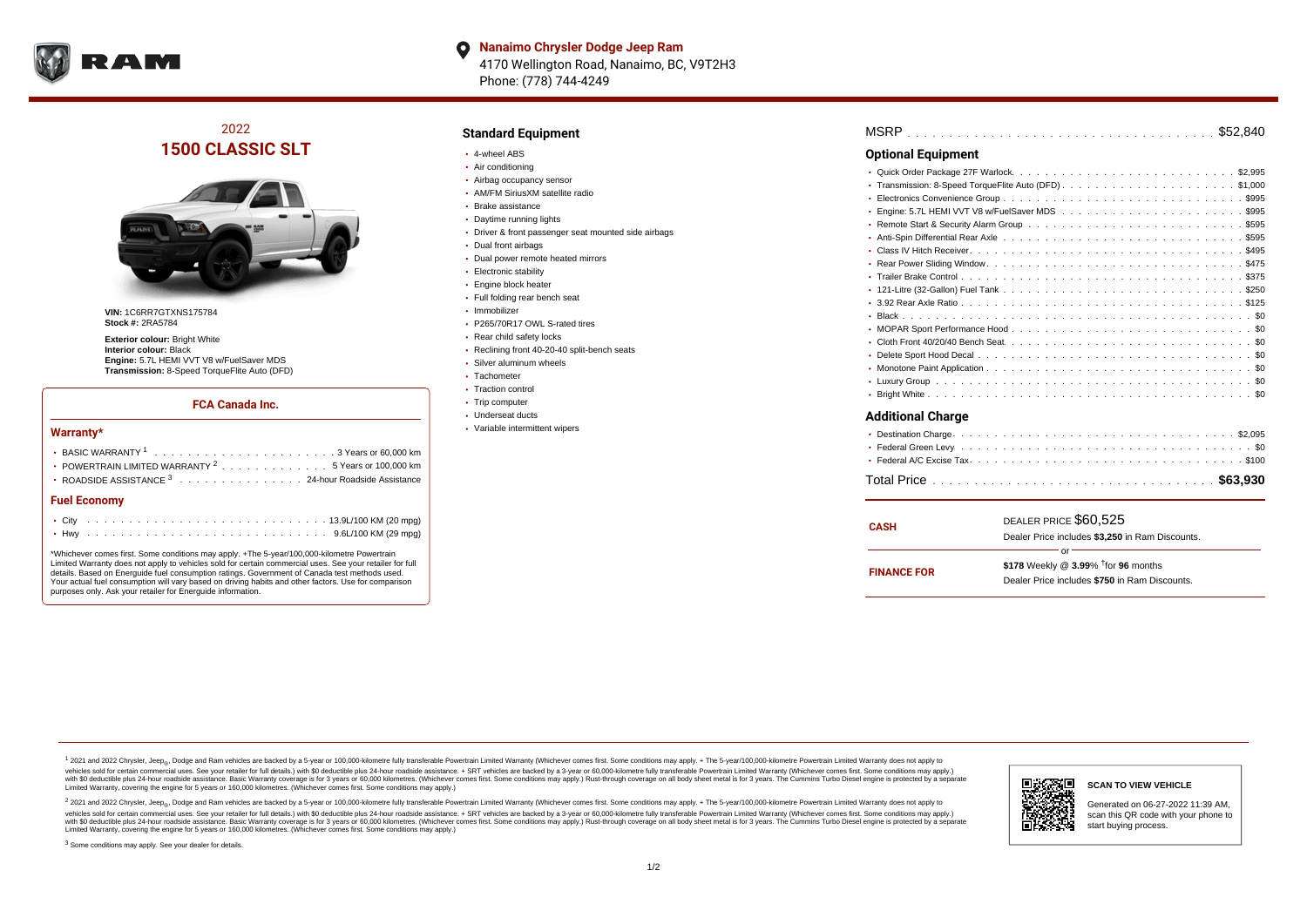**Nanaimo Chrysler Dodge Jeep Ram**
4170 Wellington Road, Nanaimo, BC, V9T2H3
Phone: (778) 744-4249

## 2022
## 1500 CLASSIC SLT

**VIN:** 1C6RR7GTXNS175784
**Stock #:** 2RA5784

**Exterior colour:** Bright White
**Interior colour:** Black
**Engine:** 5.7L HEMI VVT V8 w/FuelSaver MDS
**Transmission:** 8-Speed TorqueFlite Auto (DFD)

### FCA Canada Inc.

#### Warranty*

- BASIC WARRANTY [1] . . . . . . . . . . 3 Years or 60,000 km
- POWERTRAIN LIMITED WARRANTY [2] . . . . . . . . . . 5 Years or 100,000 km
- ROADSIDE ASSISTANCE [3] . . . . . . . . . . 24-hour Roadside Assistance

#### Fuel Economy

- City . . . . . . . . . . 13.9L/100 KM (20 mpg)
- Hwy . . . . . . . . . . 9.6L/100 KM (29 mpg)

*Whichever comes first. Some conditions may apply. +The 5-year/100,000-kilometre Powertrain Limited Warranty does not apply to vehicles sold for certain commercial uses. See your retailer for full details. Based on Energuide fuel consumption ratings. Government of Canada test methods used. Your actual fuel consumption will vary based on driving habits and other factors. Use for comparison purposes only. Ask your retailer for Energuide information.

### Standard Equipment

- 4-wheel ABS
- Air conditioning
- Airbag occupancy sensor
- AM/FM SiriusXM satellite radio
- Brake assistance
- Daytime running lights
- Driver & front passenger seat mounted side airbags
- Dual front airbags
- Dual power remote heated mirrors
- Electronic stability
- Engine block heater
- Full folding rear bench seat
- Immobilizer
- P265/70R17 OWL S-rated tires
- Rear child safety locks
- Reclining front 40-20-40 split-bench seats
- Silver aluminum wheels
- Tachometer
- Traction control
- Trip computer
- Underseat ducts
- Variable intermittent wipers

MSRP . . . . . . . . . . $52,840

### Optional Equipment

- Quick Order Package 27F Warlock . . . . . . . . . . $2,995
- Transmission: 8-Speed TorqueFlite Auto (DFD) . . . . . . . . . . $1,000
- Electronics Convenience Group . . . . . . . . . . $995
- Engine: 5.7L HEMI VVT V8 w/FuelSaver MDS . . . . . . . . . . $995
- Remote Start & Security Alarm Group . . . . . . . . . . $595
- Anti-Spin Differential Rear Axle . . . . . . . . . . $595
- Class IV Hitch Receiver . . . . . . . . . . $495
- Rear Power Sliding Window . . . . . . . . . . $475
- Trailer Brake Control . . . . . . . . . . $375
- 121-Litre (32-Gallon) Fuel Tank . . . . . . . . . . $250
- 3.92 Rear Axle Ratio . . . . . . . . . . $125
- Black . . . . . . . . . . $0
- MOPAR Sport Performance Hood . . . . . . . . . . $0
- Cloth Front 40/20/40 Bench Seat . . . . . . . . . . $0
- Delete Sport Hood Decal . . . . . . . . . . $0
- Monotone Paint Application . . . . . . . . . . $0
- Luxury Group . . . . . . . . . . $0
- Bright White . . . . . . . . . . $0

### Additional Charge

- Destination Charge . . . . . . . . . . $2,095
- Federal Green Levy . . . . . . . . . . $0
- Federal A/C Excise Tax . . . . . . . . . . $100

Total Price . . . . . . . . . . **$63,930**

**CASH**
DEALER PRICE $60,525
Dealer Price includes **$3,250** in Ram Discounts.

or

**FINANCE FOR**
**$178** Weekly @ **3.99**% †for **96** months
Dealer Price includes **$750** in Ram Discounts.

[1] 2021 and 2022 Chrysler, Jeep®, Dodge and Ram vehicles are backed by a 5-year or 100,000-kilometre fully transferable Powertrain Limited Warranty (Whichever comes first. Some conditions may apply. + The 5-year/100,000-kilometre Powertrain Limited Warranty does not apply to vehicles sold for certain commercial uses. See your retailer for full details.) with $0 deductible plus 24-hour roadside assistance. + SRT vehicles are backed by a 3-year or 60,000-kilometre fully transferable Powertrain Limited Warranty (Whichever comes first. Some conditions may apply.) with $0 deductible plus 24-hour roadside assistance. Basic Warranty coverage is for 3 years or 60,000 kilometres. (Whichever comes first. Some conditions may apply.) Rust-through coverage on all body sheet metal is for 3 years. The Cummins Turbo Diesel engine is protected by a separate Limited Warranty, covering the engine for 5 years or 160,000 kilometres. (Whichever comes first. Some conditions may apply.)

[2] 2021 and 2022 Chrysler, Jeep®, Dodge and Ram vehicles are backed by a 5-year or 100,000-kilometre fully transferable Powertrain Limited Warranty (Whichever comes first. Some conditions may apply. + The 5-year/100,000-kilometre Powertrain Limited Warranty does not apply to vehicles sold for certain commercial uses. See your retailer for full details.) with $0 deductible plus 24-hour roadside assistance. + SRT vehicles are backed by a 3-year or 60,000-kilometre fully transferable Powertrain Limited Warranty (Whichever comes first. Some conditions may apply.) with $0 deductible plus 24-hour roadside assistance. Basic Warranty coverage is for 3 years or 60,000 kilometres. (Whichever comes first. Some conditions may apply.) Rust-through coverage on all body sheet metal is for 3 years. The Cummins Turbo Diesel engine is protected by a separate Limited Warranty, covering the engine for 5 years or 160,000 kilometres. (Whichever comes first. Some conditions may apply.)

[3] Some conditions may apply. See your dealer for details.

**SCAN TO VIEW VEHICLE**

Generated on 06-27-2022 11:39 AM, scan this QR code with your phone to start buying process.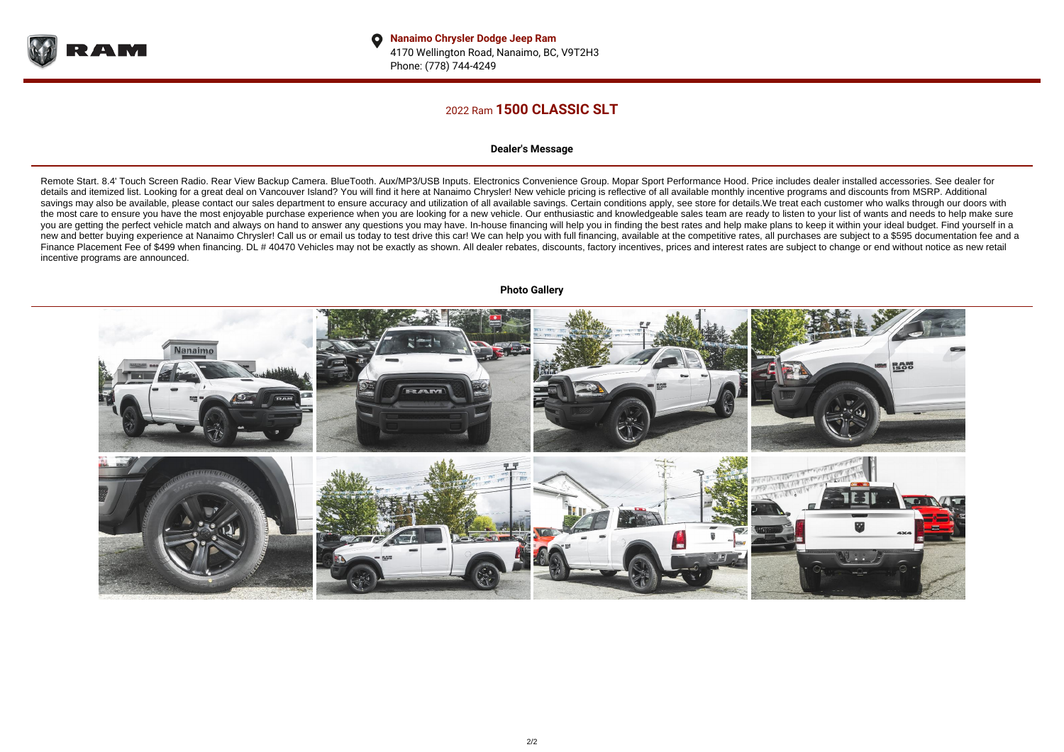**Nanaimo Chrysler Dodge Jeep Ram**
4170 Wellington Road, Nanaimo, BC, V9T2H3
Phone: (778) 744-4249

# 2022 Ram **1500 CLASSIC SLT**

## Dealer's Message

Remote Start. 8.4' Touch Screen Radio. Rear View Backup Camera. BlueTooth. Aux/MP3/USB Inputs. Electronics Convenience Group. Mopar Sport Performance Hood. Price includes dealer installed accessories. See dealer for details and itemized list. Looking for a great deal on Vancouver Island? You will find it here at Nanaimo Chrysler! New vehicle pricing is reflective of all available monthly incentive programs and discounts from MSRP. Additional savings may also be available, please contact our sales department to ensure accuracy and utilization of all available savings. Certain conditions apply, see store for details.We treat each customer who walks through our doors with the most care to ensure you have the most enjoyable purchase experience when you are looking for a new vehicle. Our enthusiastic and knowledgeable sales team are ready to listen to your list of wants and needs to help make sure you are getting the perfect vehicle match and always on hand to answer any questions you may have. In-house financing will help you in finding the best rates and help make plans to keep it within your ideal budget. Find yourself in a new and better buying experience at Nanaimo Chrysler! Call us or email us today to test drive this car! We can help you with full financing, available at the competitive rates, all purchases are subject to a $595 documentation fee and a Finance Placement Fee of $499 when financing. DL # 40470 Vehicles may not be exactly as shown. All dealer rebates, discounts, factory incentives, prices and interest rates are subject to change or end without notice as new retail incentive programs are announced.

## Photo Gallery